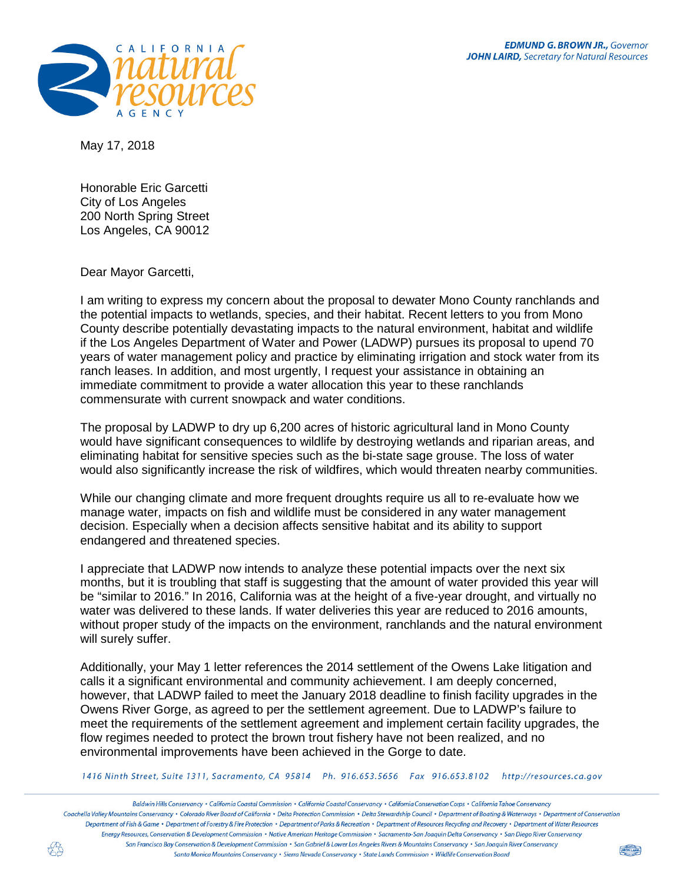CALIFORNIA natural resources AGENCY

**EDMUND G. BROWN JR.,** *Governor*
**JOHN LAIRD,** *Secretary for Natural Resources*

May 17, 2018

Honorable Eric Garcetti
City of Los Angeles
200 North Spring Street
Los Angeles, CA 90012

Dear Mayor Garcetti,

I am writing to express my concern about the proposal to dewater Mono County ranchlands and the potential impacts to wetlands, species, and their habitat. Recent letters to you from Mono County describe potentially devastating impacts to the natural environment, habitat and wildlife if the Los Angeles Department of Water and Power (LADWP) pursues its proposal to upend 70 years of water management policy and practice by eliminating irrigation and stock water from its ranch leases. In addition, and most urgently, I request your assistance in obtaining an immediate commitment to provide a water allocation this year to these ranchlands commensurate with current snowpack and water conditions.

The proposal by LADWP to dry up 6,200 acres of historic agricultural land in Mono County would have significant consequences to wildlife by destroying wetlands and riparian areas, and eliminating habitat for sensitive species such as the bi-state sage grouse. The loss of water would also significantly increase the risk of wildfires, which would threaten nearby communities.

While our changing climate and more frequent droughts require us all to re-evaluate how we manage water, impacts on fish and wildlife must be considered in any water management decision. Especially when a decision affects sensitive habitat and its ability to support endangered and threatened species.

I appreciate that LADWP now intends to analyze these potential impacts over the next six months, but it is troubling that staff is suggesting that the amount of water provided this year will be "similar to 2016." In 2016, California was at the height of a five-year drought, and virtually no water was delivered to these lands. If water deliveries this year are reduced to 2016 amounts, without proper study of the impacts on the environment, ranchlands and the natural environment will surely suffer.

Additionally, your May 1 letter references the 2014 settlement of the Owens Lake litigation and calls it a significant environmental and community achievement. I am deeply concerned, however, that LADWP failed to meet the January 2018 deadline to finish facility upgrades in the Owens River Gorge, as agreed to per the settlement agreement. Due to LADWP's failure to meet the requirements of the settlement agreement and implement certain facility upgrades, the flow regimes needed to protect the brown trout fishery have not been realized, and no environmental improvements have been achieved in the Gorge to date.

*1416 Ninth Street, Suite 1311, Sacramento, CA 95814 Ph. 916.653.5656 Fax 916.653.8102 http://resources.ca.gov*

*Baldwin Hills Conservancy • California Coastal Commission • California Coastal Conservancy • California Conservation Corps • California Tahoe Conservancy • Coachella Valley Mountains Conservancy • Colorado River Board of California • Delta Protection Commission • Delta Stewardship Council • Department of Boating & Waterways • Department of Conservation • Department of Fish & Game • Department of Forestry & Fire Protection • Department of Parks & Recreation • Department of Resources Recycling and Recovery • Department of Water Resources • Energy Resources, Conservation & Development Commission • Native American Heritage Commission • Sacramento-San Joaquin Delta Conservancy • San Diego River Conservancy • San Francisco Bay Conservation & Development Commission • San Gabriel & Lower Los Angeles Rivers & Mountains Conservancy • San Joaquin River Conservancy • Santa Monica Mountains Conservancy • Sierra Nevada Conservancy • State Lands Commission • Wildlife Conservation Board*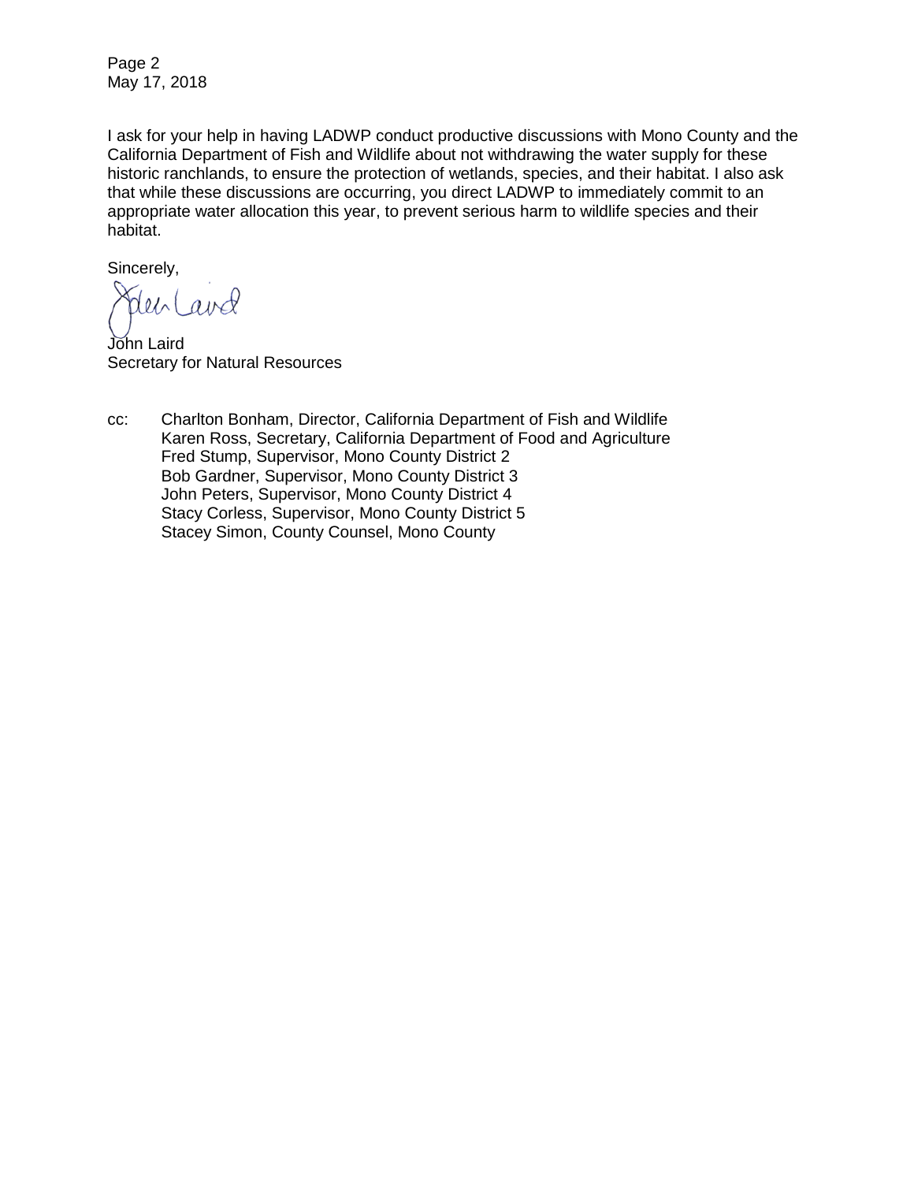I ask for your help in having LADWP conduct productive discussions with Mono County and the California Department of Fish and Wildlife about not withdrawing the water supply for these historic ranchlands, to ensure the protection of wetlands, species, and their habitat. I also ask that while these discussions are occurring, you direct LADWP to immediately commit to an appropriate water allocation this year, to prevent serious harm to wildlife species and their habitat.

Sincerely,

John Laird
Secretary for Natural Resources

cc: Charlton Bonham, Director, California Department of Fish and Wildlife
Karen Ross, Secretary, California Department of Food and Agriculture
Fred Stump, Supervisor, Mono County District 2
Bob Gardner, Supervisor, Mono County District 3
John Peters, Supervisor, Mono County District 4
Stacy Corless, Supervisor, Mono County District 5
Stacey Simon, County Counsel, Mono County